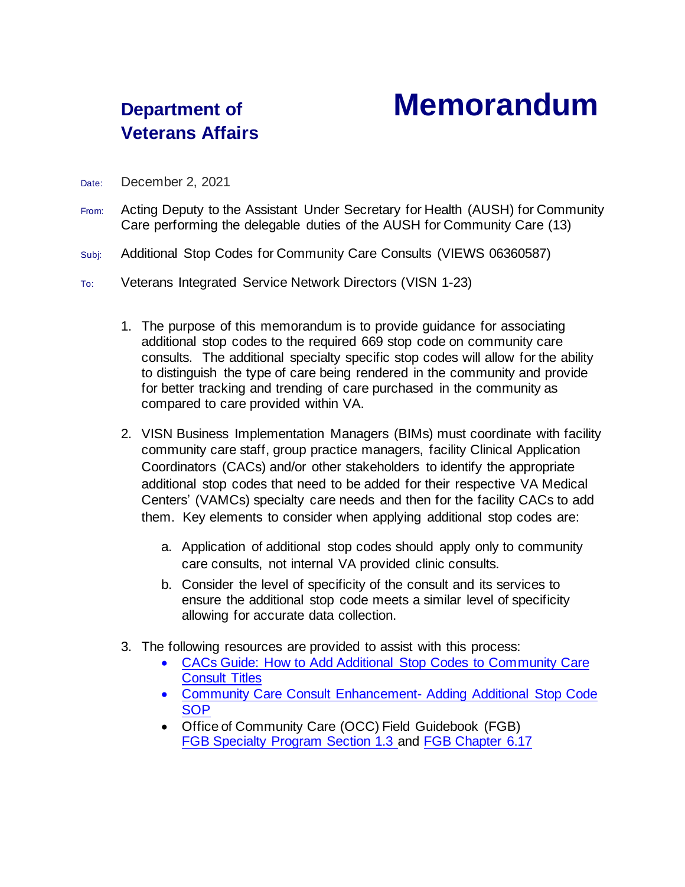**Department of Veterans Affairs**

# Memorandum

Date: December 2, 2021

From: Acting Deputy to the Assistant Under Secretary for Health (AUSH) for Community Care performing the delegable duties of the AUSH for Community Care (13)

Subj: Additional Stop Codes for Community Care Consults (VIEWS 06360587)

To: Veterans Integrated Service Network Directors (VISN 1-23)

1. The purpose of this memorandum is to provide guidance for associating additional stop codes to the required 669 stop code on community care consults. The additional specialty specific stop codes will allow for the ability to distinguish the type of care being rendered in the community and provide for better tracking and trending of care purchased in the community as compared to care provided within VA.

2. VISN Business Implementation Managers (BIMs) must coordinate with facility community care staff, group practice managers, facility Clinical Application Coordinators (CACs) and/or other stakeholders to identify the appropriate additional stop codes that need to be added for their respective VA Medical Centers' (VAMCs) specialty care needs and then for the facility CACs to add them. Key elements to consider when applying additional stop codes are:

   a. Application of additional stop codes should apply only to community care consults, not internal VA provided clinic consults.

   b. Consider the level of specificity of the consult and its services to ensure the additional stop code meets a similar level of specificity allowing for accurate data collection.

3. The following resources are provided to assist with this process:
   - CACs Guide: How to Add Additional Stop Codes to Community Care Consult Titles
   - Community Care Consult Enhancement- Adding Additional Stop Code SOP
   - Office of Community Care (OCC) Field Guidebook (FGB) FGB Specialty Program Section 1.3 and FGB Chapter 6.17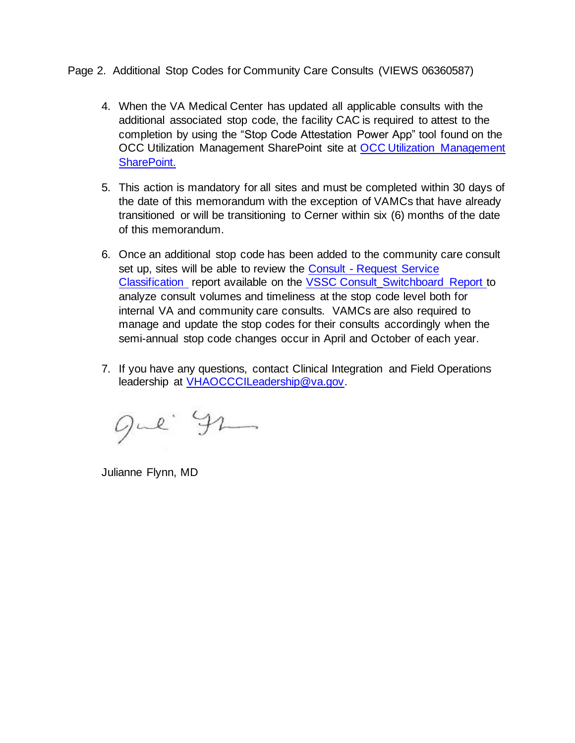Page 2. Additional Stop Codes for Community Care Consults (VIEWS 06360587)

4. When the VA Medical Center has updated all applicable consults with the additional associated stop code, the facility CAC is required to attest to the completion by using the "Stop Code Attestation Power App" tool found on the OCC Utilization Management SharePoint site at OCC Utilization Management SharePoint.

5. This action is mandatory for all sites and must be completed within 30 days of the date of this memorandum with the exception of VAMCs that have already transitioned or will be transitioning to Cerner within six (6) months of the date of this memorandum.

6. Once an additional stop code has been added to the community care consult set up, sites will be able to review the Consult - Request Service Classification report available on the VSSC Consult_Switchboard Report to analyze consult volumes and timeliness at the stop code level both for internal VA and community care consults. VAMCs are also required to manage and update the stop codes for their consults accordingly when the semi-annual stop code changes occur in April and October of each year.

7. If you have any questions, contact Clinical Integration and Field Operations leadership at VHAOCCCILeadership@va.gov.

Julianne Flynn, MD